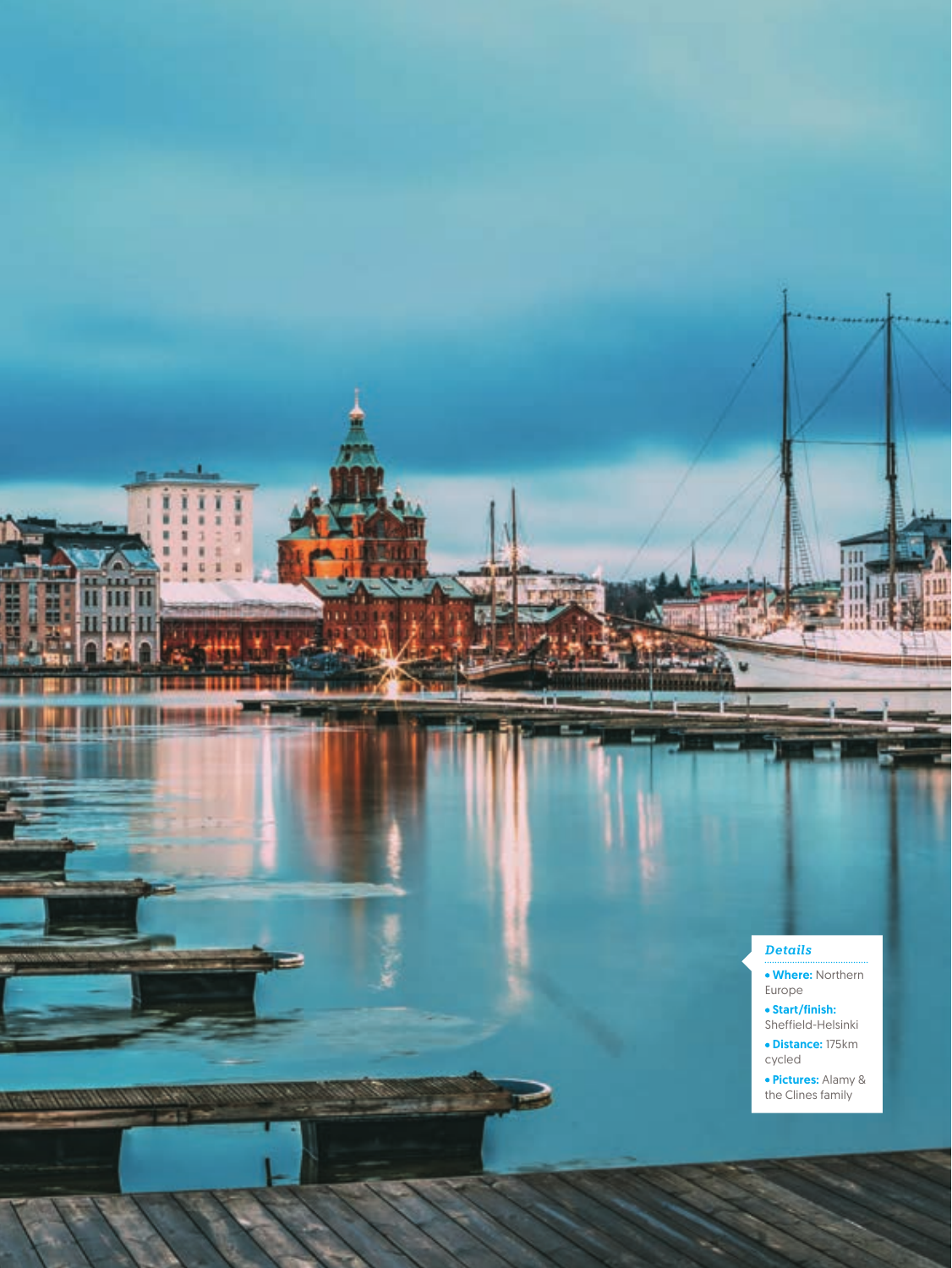*Details*

- **Where:** Northern Europe
- **Start/finish:** Sheffield-Helsinki
- **Distance:** 175km cycled
- **Pictures:** Alamy & the Clines family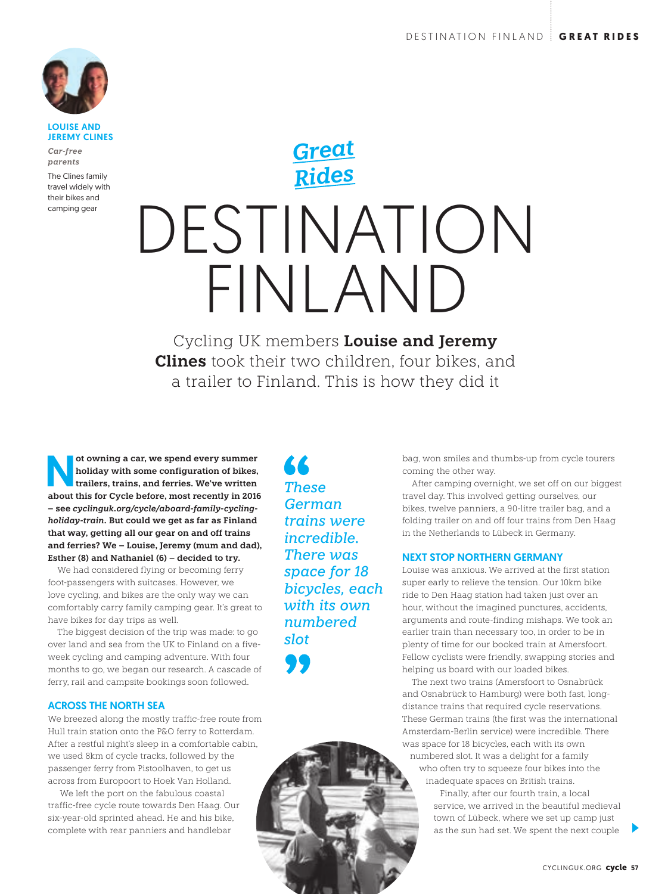**LOUISE AND JEREMY CLINES**

*Car-free parents*

The Clines family travel widely with their bikes and camping gear

*Great Rides*

# DESTINATION FINLAND

Cycling UK members **Louise and Jeremy Clines** took their two children, four bikes, and a trailer to Finland. This is how they did it

**Not owning a car, we spend every summer holiday with some configuration of bikes, trailers, trains, and ferries. We've written about this for Cycle before, most recently in 2016 – see *cyclinguk.org/cycle/aboard-family-cycling-holiday-train*. But could we get as far as Finland that way, getting all our gear on and off trains and ferries? We – Louise, Jeremy (mum and dad), Esther (8) and Nathaniel (6) – decided to try.**

We had considered flying or becoming ferry foot-passengers with suitcases. However, we love cycling, and bikes are the only way we can comfortably carry family camping gear. It's great to have bikes for day trips as well.

The biggest decision of the trip was made: to go over land and sea from the UK to Finland on a five-week cycling and camping adventure. With four months to go, we began our research. A cascade of ferry, rail and campsite bookings soon followed.

## ACROSS THE NORTH SEA

We breezed along the mostly traffic-free route from Hull train station onto the P&O ferry to Rotterdam. After a restful night's sleep in a comfortable cabin, we used 8km of cycle tracks, followed by the passenger ferry from Pistoolhaven, to get us across from Europoort to Hoek Van Holland.

We left the port on the fabulous coastal traffic-free cycle route towards Den Haag. Our six-year-old sprinted ahead. He and his bike, complete with rear panniers and handlebar bag, won smiles and thumbs-up from cycle tourers coming the other way.

After camping overnight, we set off on our biggest travel day. This involved getting ourselves, our bikes, twelve panniers, a 90-litre trailer bag, and a folding trailer on and off four trains from Den Haag in the Netherlands to Lübeck in Germany.

> *"These German trains were incredible. There was space for 18 bicycles, each with its own numbered slot"*

## NEXT STOP NORTHERN GERMANY

Louise was anxious. We arrived at the first station super early to relieve the tension. Our 10km bike ride to Den Haag station had taken just over an hour, without the imagined punctures, accidents, arguments and route-finding mishaps. We took an earlier train than necessary too, in order to be in plenty of time for our booked train at Amersfoort. Fellow cyclists were friendly, swapping stories and helping us board with our loaded bikes.

The next two trains (Amersfoort to Osnabrück and Osnabrück to Hamburg) were both fast, long-distance trains that required cycle reservations. These German trains (the first was the international Amsterdam-Berlin service) were incredible. There was space for 18 bicycles, each with its own numbered slot. It was a delight for a family who often try to squeeze four bikes into the inadequate spaces on British trains.

Finally, after our fourth train, a local service, we arrived in the beautiful medieval town of Lübeck, where we set up camp just as the sun had set. We spent the next couple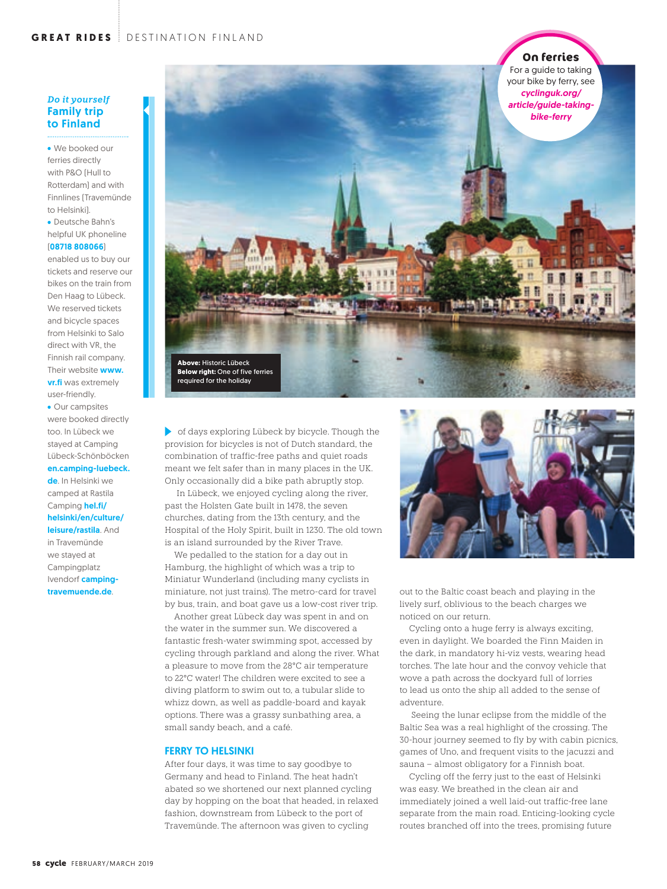### Do it yourself
## Family trip to Finland

- We booked our ferries directly with P&O [Hull to Rotterdam] and with Finnlines [Travemünde to Helsinki].
- Deutsche Bahn's helpful UK phoneline [**08718 808066**] enabled us to buy our tickets and reserve our bikes on the train from Den Haag to Lübeck. We reserved tickets and bicycle spaces from Helsinki to Salo direct with VR, the Finnish rail company. Their website **www.vr.fi** was extremely user-friendly.
- Our campsites were booked directly too. In Lübeck we stayed at Camping Lübeck-Schönböcken **en.camping-luebeck.de**. In Helsinki we camped at Rastila Camping **hel.fi/helsinki/en/culture/leisure/rastila**. And in Travemünde we stayed at Campingplatz Ivendorf **camping-travemuende.de**.

**On ferries**
For a guide to taking your bike by ferry, see ***cyclinguk.org/article/guide-taking-bike-ferry***

**Above:** Historic Lübeck
**Below right:** One of five ferries required for the holiday

of days exploring Lübeck by bicycle. Though the provision for bicycles is not of Dutch standard, the combination of traffic-free paths and quiet roads meant we felt safer than in many places in the UK. Only occasionally did a bike path abruptly stop.

In Lübeck, we enjoyed cycling along the river, past the Holsten Gate built in 1478, the seven churches, dating from the 13th century, and the Hospital of the Holy Spirit, built in 1230. The old town is an island surrounded by the River Trave.

We pedalled to the station for a day out in Hamburg, the highlight of which was a trip to Miniatur Wunderland (including many cyclists in miniature, not just trains). The metro-card for travel by bus, train, and boat gave us a low-cost river trip.

Another great Lübeck day was spent in and on the water in the summer sun. We discovered a fantastic fresh-water swimming spot, accessed by cycling through parkland and along the river. What a pleasure to move from the 28°C air temperature to 22°C water! The children were excited to see a diving platform to swim out to, a tubular slide to whizz down, as well as paddle-board and kayak options. There was a grassy sunbathing area, a small sandy beach, and a café.

### FERRY TO HELSINKI

After four days, it was time to say goodbye to Germany and head to Finland. The heat hadn't abated so we shortened our next planned cycling day by hopping on the boat that headed, in relaxed fashion, downstream from Lübeck to the port of Travemünde. The afternoon was given to cycling out to the Baltic coast beach and playing in the lively surf, oblivious to the beach charges we noticed on our return.

Cycling onto a huge ferry is always exciting, even in daylight. We boarded the Finn Maiden in the dark, in mandatory hi-viz vests, wearing head torches. The late hour and the convoy vehicle that wove a path across the dockyard full of lorries to lead us onto the ship all added to the sense of adventure.

Seeing the lunar eclipse from the middle of the Baltic Sea was a real highlight of the crossing. The 30-hour journey seemed to fly by with cabin picnics, games of Uno, and frequent visits to the jacuzzi and sauna – almost obligatory for a Finnish boat.

Cycling off the ferry just to the east of Helsinki was easy. We breathed in the clean air and immediately joined a well laid-out traffic-free lane separate from the main road. Enticing-looking cycle routes branched off into the trees, promising future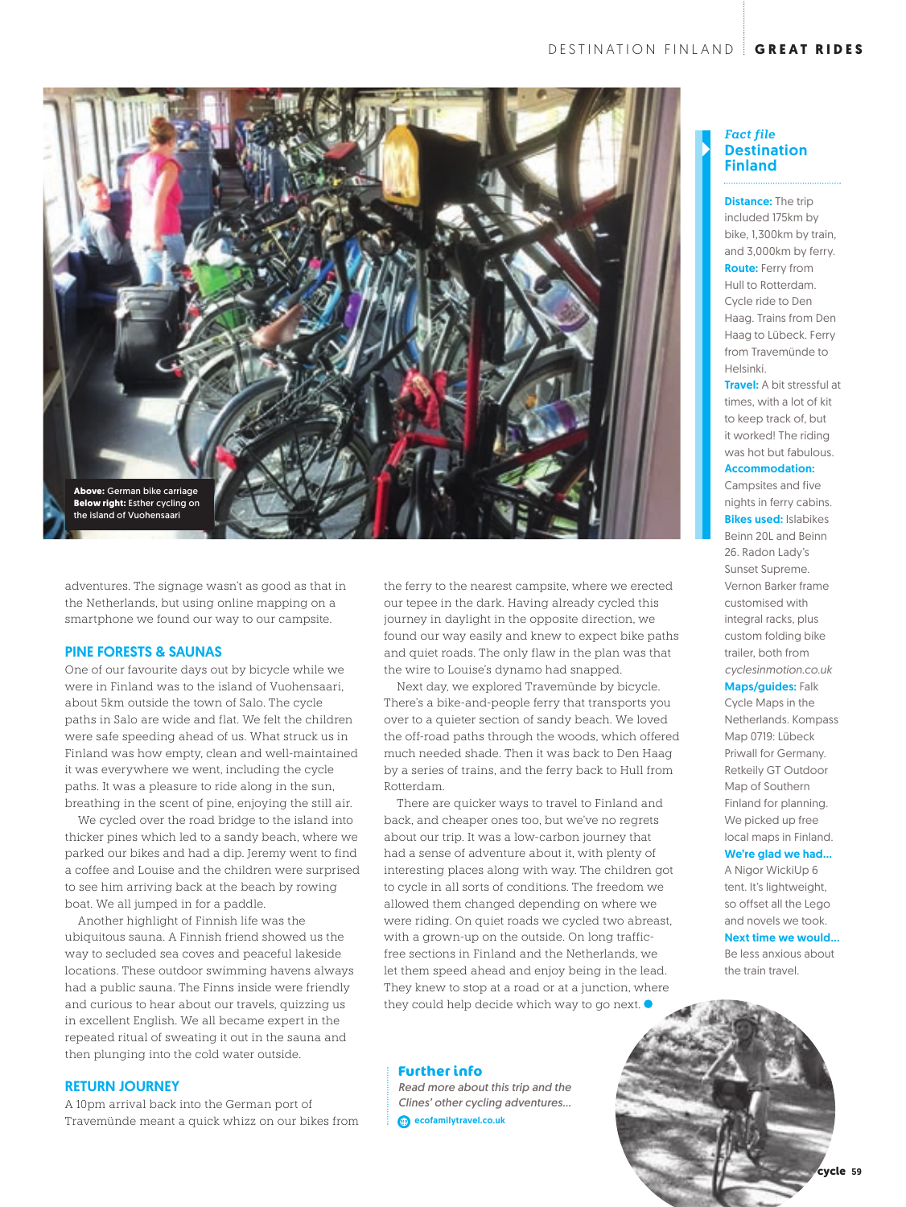Above: German bike carriage
Below right: Esther cycling on the island of Vuohensaari

adventures. The signage wasn't as good as that in the Netherlands, but using online mapping on a smartphone we found our way to our campsite.

## PINE FORESTS & SAUNAS

One of our favourite days out by bicycle while we were in Finland was to the island of Vuohensaari, about 5km outside the town of Salo. The cycle paths in Salo are wide and flat. We felt the children were safe speeding ahead of us. What struck us in Finland was how empty, clean and well-maintained it was everywhere we went, including the cycle paths. It was a pleasure to ride along in the sun, breathing in the scent of pine, enjoying the still air.

We cycled over the road bridge to the island into thicker pines which led to a sandy beach, where we parked our bikes and had a dip. Jeremy went to find a coffee and Louise and the children were surprised to see him arriving back at the beach by rowing boat. We all jumped in for a paddle.

Another highlight of Finnish life was the ubiquitous sauna. A Finnish friend showed us the way to secluded sea coves and peaceful lakeside locations. These outdoor swimming havens always had a public sauna. The Finns inside were friendly and curious to hear about our travels, quizzing us in excellent English. We all became expert in the repeated ritual of sweating it out in the sauna and then plunging into the cold water outside.

## RETURN JOURNEY

A 10pm arrival back into the German port of Travemünde meant a quick whizz on our bikes from the ferry to the nearest campsite, where we erected our tepee in the dark. Having already cycled this journey in daylight in the opposite direction, we found our way easily and knew to expect bike paths and quiet roads. The only flaw in the plan was that the wire to Louise's dynamo had snapped.

Next day, we explored Travemünde by bicycle. There's a bike-and-people ferry that transports you over to a quieter section of sandy beach. We loved the off-road paths through the woods, which offered much needed shade. Then it was back to Den Haag by a series of trains, and the ferry back to Hull from Rotterdam.

There are quicker ways to travel to Finland and back, and cheaper ones too, but we've no regrets about our trip. It was a low-carbon journey that had a sense of adventure about it, with plenty of interesting places along with way. The children got to cycle in all sorts of conditions. The freedom we allowed them changed depending on where we were riding. On quiet roads we cycled two abreast, with a grown-up on the outside. On long traffic-free sections in Finland and the Netherlands, we let them speed ahead and enjoy being in the lead. They knew to stop at a road or at a junction, where they could help decide which way to go next. ●

### Further info

*Read more about this trip and the Clines' other cycling adventures...*

**ecofamilytravel.co.uk**

### *Fact file*
### Destination Finland

**Distance:** The trip included 175km by bike, 1,300km by train, and 3,000km by ferry.

**Route:** Ferry from Hull to Rotterdam. Cycle ride to Den Haag. Trains from Den Haag to Lübeck. Ferry from Travemünde to Helsinki.

**Travel:** A bit stressful at times, with a lot of kit to keep track of, but it worked! The riding was hot but fabulous.

**Accommodation:** Campsites and five nights in ferry cabins.

**Bikes used:** Islabikes Beinn 20L and Beinn 26. Radon Lady's Sunset Supreme. Vernon Barker frame customised with integral racks, plus custom folding bike trailer, both from *cyclesinmotion.co.uk*

**Maps/guides:** Falk Cycle Maps in the Netherlands. Kompass Map 0719: Lübeck Priwall for Germany. Retkeily GT Outdoor Map of Southern Finland for planning. We picked up free local maps in Finland.

**We're glad we had...** A Nigor WickiUp 6 tent. It's lightweight, so offset all the Lego and novels we took.

**Next time we would...** Be less anxious about the train travel.